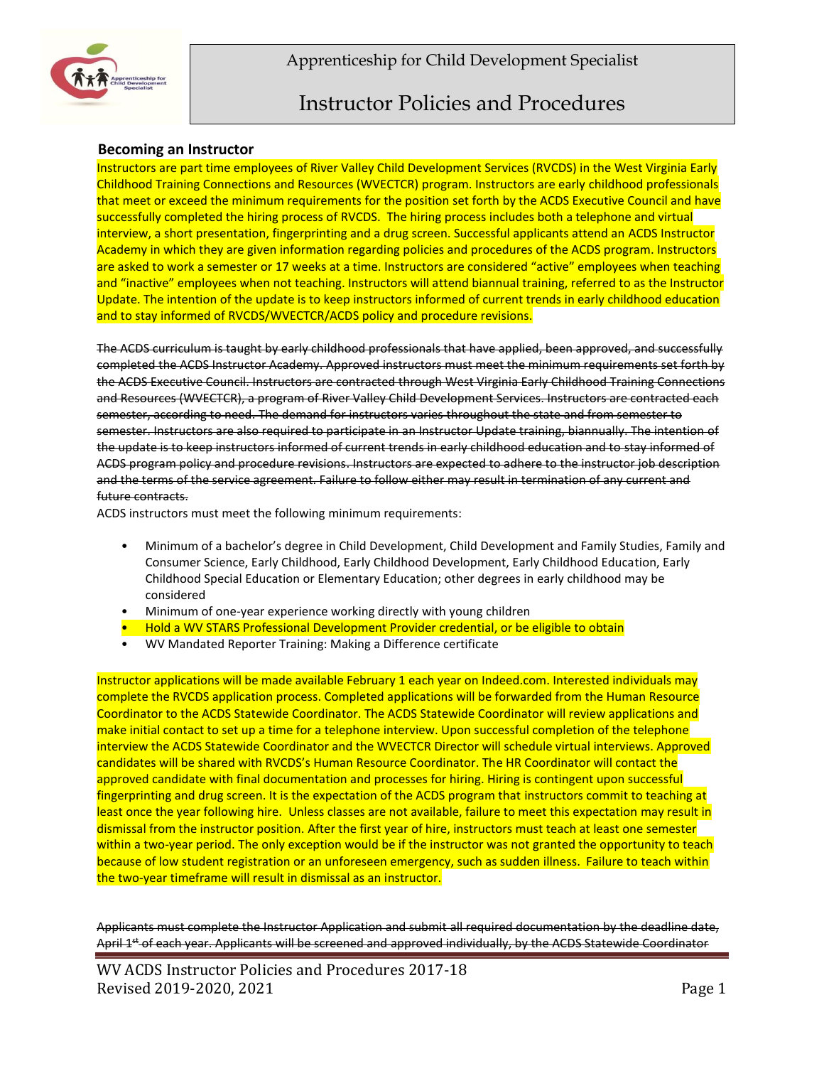# Apprenticeship for Child Development Specialist

# Instructor Policies and Procedures

## Becoming an Instructor

Instructors are part time employees of River Valley Child Development Services (RVCDS) in the West Virginia Early Childhood Training Connections and Resources (WVECTCR) program. Instructors are early childhood professionals that meet or exceed the minimum requirements for the position set forth by the ACDS Executive Council and have successfully completed the hiring process of RVCDS. The hiring process includes both a telephone and virtual interview, a short presentation, fingerprinting and a drug screen. Successful applicants attend an ACDS Instructor Academy in which they are given information regarding policies and procedures of the ACDS program. Instructors are asked to work a semester or 17 weeks at a time. Instructors are considered "active" employees when teaching and "inactive" employees when not teaching. Instructors will attend biannual training, referred to as the Instructor Update. The intention of the update is to keep instructors informed of current trends in early childhood education and to stay informed of RVCDS/WVECTCR/ACDS policy and procedure revisions.

~~The ACDS curriculum is taught by early childhood professionals that have applied, been approved, and successfully completed the ACDS Instructor Academy. Approved instructors must meet the minimum requirements set forth by the ACDS Executive Council. Instructors are contracted through West Virginia Early Childhood Training Connections and Resources (WVECTCR), a program of River Valley Child Development Services. Instructors are contracted each semester, according to need. The demand for instructors varies throughout the state and from semester to semester. Instructors are also required to participate in an Instructor Update training, biannually. The intention of the update is to keep instructors informed of current trends in early childhood education and to stay informed of ACDS program policy and procedure revisions. Instructors are expected to adhere to the instructor job description and the terms of the service agreement. Failure to follow either may result in termination of any current and future contracts.~~

ACDS instructors must meet the following minimum requirements:

- Minimum of a bachelor's degree in Child Development, Child Development and Family Studies, Family and Consumer Science, Early Childhood, Early Childhood Development, Early Childhood Education, Early Childhood Special Education or Elementary Education; other degrees in early childhood may be considered
- Minimum of one-year experience working directly with young children
- Hold a WV STARS Professional Development Provider credential, or be eligible to obtain
- WV Mandated Reporter Training: Making a Difference certificate

Instructor applications will be made available February 1 each year on Indeed.com. Interested individuals may complete the RVCDS application process. Completed applications will be forwarded from the Human Resource Coordinator to the ACDS Statewide Coordinator. The ACDS Statewide Coordinator will review applications and make initial contact to set up a time for a telephone interview. Upon successful completion of the telephone interview the ACDS Statewide Coordinator and the WVECTCR Director will schedule virtual interviews. Approved candidates will be shared with RVCDS's Human Resource Coordinator. The HR Coordinator will contact the approved candidate with final documentation and processes for hiring. Hiring is contingent upon successful fingerprinting and drug screen. It is the expectation of the ACDS program that instructors commit to teaching at least once the year following hire. Unless classes are not available, failure to meet this expectation may result in dismissal from the instructor position. After the first year of hire, instructors must teach at least one semester within a two-year period. The only exception would be if the instructor was not granted the opportunity to teach because of low student registration or an unforeseen emergency, such as sudden illness. Failure to teach within the two-year timeframe will result in dismissal as an instructor.

~~Applicants must complete the Instructor Application and submit all required documentation by the deadline date, April 1st of each year. Applicants will be screened and approved individually, by the ACDS Statewide Coordinator~~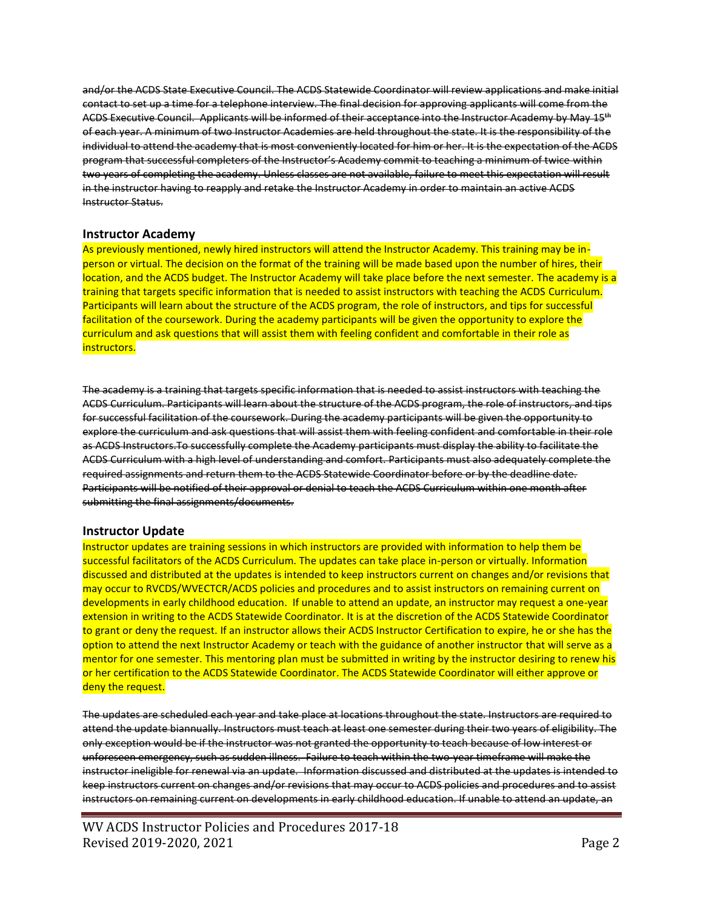~~and/or the ACDS State Executive Council. The ACDS Statewide Coordinator will review applications and make initial contact to set up a time for a telephone interview. The final decision for approving applicants will come from the ACDS Executive Council. Applicants will be informed of their acceptance into the Instructor Academy by May 15th of each year. A minimum of two Instructor Academies are held throughout the state. It is the responsibility of the individual to attend the academy that is most conveniently located for him or her. It is the expectation of the ACDS program that successful completers of the Instructor's Academy commit to teaching a minimum of twice within two years of completing the academy. Unless classes are not available, failure to meet this expectation will result in the instructor having to reapply and retake the Instructor Academy in order to maintain an active ACDS Instructor Status.~~

### Instructor Academy

As previously mentioned, newly hired instructors will attend the Instructor Academy. This training may be in-person or virtual. The decision on the format of the training will be made based upon the number of hires, their location, and the ACDS budget. The Instructor Academy will take place before the next semester. The academy is a training that targets specific information that is needed to assist instructors with teaching the ACDS Curriculum. Participants will learn about the structure of the ACDS program, the role of instructors, and tips for successful facilitation of the coursework. During the academy participants will be given the opportunity to explore the curriculum and ask questions that will assist them with feeling confident and comfortable in their role as instructors.

~~The academy is a training that targets specific information that is needed to assist instructors with teaching the ACDS Curriculum. Participants will learn about the structure of the ACDS program, the role of instructors, and tips for successful facilitation of the coursework. During the academy participants will be given the opportunity to explore the curriculum and ask questions that will assist them with feeling confident and comfortable in their role as ACDS Instructors.To successfully complete the Academy participants must display the ability to facilitate the ACDS Curriculum with a high level of understanding and comfort. Participants must also adequately complete the required assignments and return them to the ACDS Statewide Coordinator before or by the deadline date. Participants will be notified of their approval or denial to teach the ACDS Curriculum within one month after submitting the final assignments/documents.~~

### Instructor Update

Instructor updates are training sessions in which instructors are provided with information to help them be successful facilitators of the ACDS Curriculum. The updates can take place in-person or virtually. Information discussed and distributed at the updates is intended to keep instructors current on changes and/or revisions that may occur to RVCDS/WVECTCR/ACDS policies and procedures and to assist instructors on remaining current on developments in early childhood education. If unable to attend an update, an instructor may request a one-year extension in writing to the ACDS Statewide Coordinator. It is at the discretion of the ACDS Statewide Coordinator to grant or deny the request. If an instructor allows their ACDS Instructor Certification to expire, he or she has the option to attend the next Instructor Academy or teach with the guidance of another instructor that will serve as a mentor for one semester. This mentoring plan must be submitted in writing by the instructor desiring to renew his or her certification to the ACDS Statewide Coordinator. The ACDS Statewide Coordinator will either approve or deny the request.

~~The updates are scheduled each year and take place at locations throughout the state. Instructors are required to attend the update biannually. Instructors must teach at least one semester during their two years of eligibility. The only exception would be if the instructor was not granted the opportunity to teach because of low interest or unforeseen emergency, such as sudden illness. Failure to teach within the two-year timeframe will make the instructor ineligible for renewal via an update. Information discussed and distributed at the updates is intended to keep instructors current on changes and/or revisions that may occur to ACDS policies and procedures and to assist instructors on remaining current on developments in early childhood education. If unable to attend an update, an~~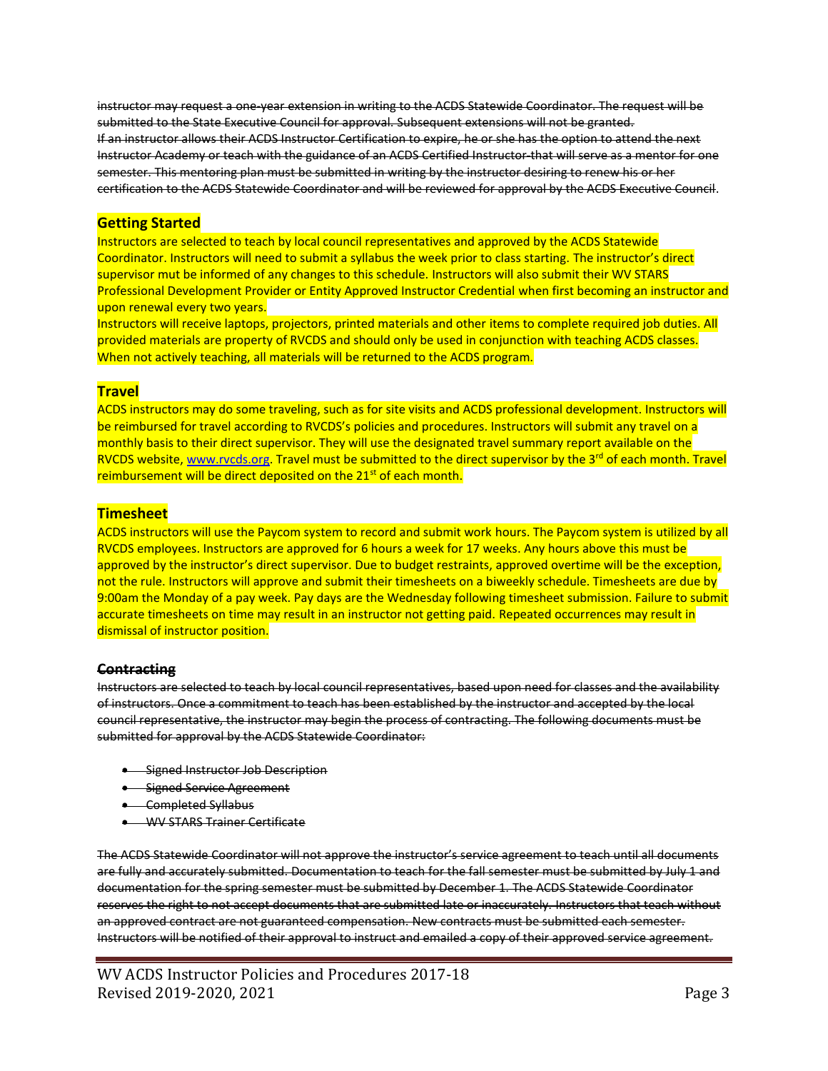~~instructor may request a one-year extension in writing to the ACDS Statewide Coordinator. The request will be submitted to the State Executive Council for approval. Subsequent extensions will not be granted.~~
~~If an instructor allows their ACDS Instructor Certification to expire, he or she has the option to attend the next Instructor Academy or teach with the guidance of an ACDS Certified Instructor-that will serve as a mentor for one semester. This mentoring plan must be submitted in writing by the instructor desiring to renew his or her certification to the ACDS Statewide Coordinator and will be reviewed for approval by the ACDS Executive Council~~.

## Getting Started

Instructors are selected to teach by local council representatives and approved by the ACDS Statewide Coordinator. Instructors will need to submit a syllabus the week prior to class starting. The instructor's direct supervisor mut be informed of any changes to this schedule. Instructors will also submit their WV STARS Professional Development Provider or Entity Approved Instructor Credential when first becoming an instructor and upon renewal every two years.

Instructors will receive laptops, projectors, printed materials and other items to complete required job duties. All provided materials are property of RVCDS and should only be used in conjunction with teaching ACDS classes. When not actively teaching, all materials will be returned to the ACDS program.

## Travel

ACDS instructors may do some traveling, such as for site visits and ACDS professional development. Instructors will be reimbursed for travel according to RVCDS's policies and procedures. Instructors will submit any travel on a monthly basis to their direct supervisor. They will use the designated travel summary report available on the RVCDS website, www.rvcds.org. Travel must be submitted to the direct supervisor by the 3rd of each month. Travel reimbursement will be direct deposited on the 21st of each month.

## Timesheet

ACDS instructors will use the Paycom system to record and submit work hours. The Paycom system is utilized by all RVCDS employees. Instructors are approved for 6 hours a week for 17 weeks. Any hours above this must be approved by the instructor's direct supervisor. Due to budget restraints, approved overtime will be the exception, not the rule. Instructors will approve and submit their timesheets on a biweekly schedule. Timesheets are due by 9:00am the Monday of a pay week. Pay days are the Wednesday following timesheet submission. Failure to submit accurate timesheets on time may result in an instructor not getting paid. Repeated occurrences may result in dismissal of instructor position.

### ~~Contracting~~

~~Instructors are selected to teach by local council representatives, based upon need for classes and the availability of instructors. Once a commitment to teach has been established by the instructor and accepted by the local council representative, the instructor may begin the process of contracting. The following documents must be submitted for approval by the ACDS Statewide Coordinator:~~

- ~~Signed Instructor Job Description~~
- ~~Signed Service Agreement~~
- ~~Completed Syllabus~~
- ~~WV STARS Trainer Certificate~~

~~The ACDS Statewide Coordinator will not approve the instructor's service agreement to teach until all documents are fully and accurately submitted. Documentation to teach for the fall semester must be submitted by July 1 and documentation for the spring semester must be submitted by December 1. The ACDS Statewide Coordinator reserves the right to not accept documents that are submitted late or inaccurately. Instructors that teach without an approved contract are not guaranteed compensation. New contracts must be submitted each semester. Instructors will be notified of their approval to instruct and emailed a copy of their approved service agreement.~~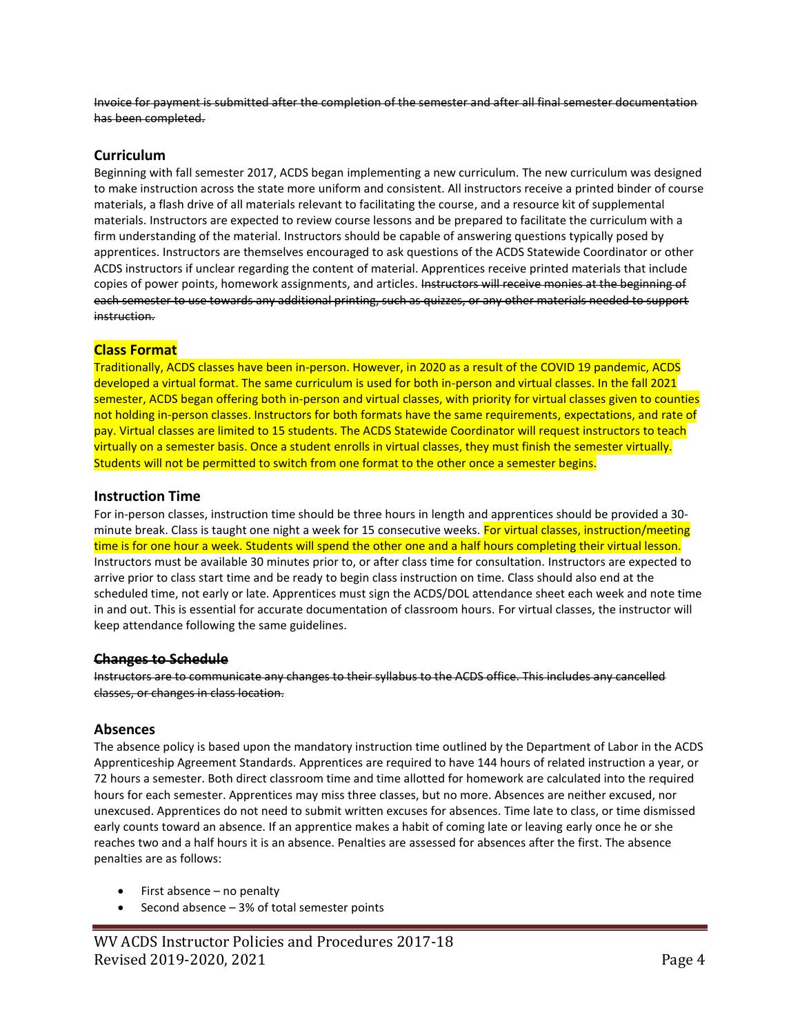~~Invoice for payment is submitted after the completion of the semester and after all final semester documentation has been completed.~~

## Curriculum

Beginning with fall semester 2017, ACDS began implementing a new curriculum. The new curriculum was designed to make instruction across the state more uniform and consistent. All instructors receive a printed binder of course materials, a flash drive of all materials relevant to facilitating the course, and a resource kit of supplemental materials. Instructors are expected to review course lessons and be prepared to facilitate the curriculum with a firm understanding of the material. Instructors should be capable of answering questions typically posed by apprentices. Instructors are themselves encouraged to ask questions of the ACDS Statewide Coordinator or other ACDS instructors if unclear regarding the content of material. Apprentices receive printed materials that include copies of power points, homework assignments, and articles. ~~Instructors will receive monies at the beginning of each semester to use towards any additional printing, such as quizzes, or any other materials needed to support instruction.~~

## Class Format

Traditionally, ACDS classes have been in-person. However, in 2020 as a result of the COVID 19 pandemic, ACDS developed a virtual format. The same curriculum is used for both in-person and virtual classes. In the fall 2021 semester, ACDS began offering both in-person and virtual classes, with priority for virtual classes given to counties not holding in-person classes. Instructors for both formats have the same requirements, expectations, and rate of pay. Virtual classes are limited to 15 students. The ACDS Statewide Coordinator will request instructors to teach virtually on a semester basis. Once a student enrolls in virtual classes, they must finish the semester virtually. Students will not be permitted to switch from one format to the other once a semester begins.

## Instruction Time

For in-person classes, instruction time should be three hours in length and apprentices should be provided a 30-minute break. Class is taught one night a week for 15 consecutive weeks. For virtual classes, instruction/meeting time is for one hour a week. Students will spend the other one and a half hours completing their virtual lesson. Instructors must be available 30 minutes prior to, or after class time for consultation. Instructors are expected to arrive prior to class start time and be ready to begin class instruction on time. Class should also end at the scheduled time, not early or late. Apprentices must sign the ACDS/DOL attendance sheet each week and note time in and out. This is essential for accurate documentation of classroom hours. For virtual classes, the instructor will keep attendance following the same guidelines.

### ~~Changes to Schedule~~

~~Instructors are to communicate any changes to their syllabus to the ACDS office. This includes any cancelled classes, or changes in class location.~~

## Absences

The absence policy is based upon the mandatory instruction time outlined by the Department of Labor in the ACDS Apprenticeship Agreement Standards. Apprentices are required to have 144 hours of related instruction a year, or 72 hours a semester. Both direct classroom time and time allotted for homework are calculated into the required hours for each semester. Apprentices may miss three classes, but no more. Absences are neither excused, nor unexcused. Apprentices do not need to submit written excuses for absences. Time late to class, or time dismissed early counts toward an absence. If an apprentice makes a habit of coming late or leaving early once he or she reaches two and a half hours it is an absence. Penalties are assessed for absences after the first. The absence penalties are as follows:

- First absence – no penalty
- Second absence – 3% of total semester points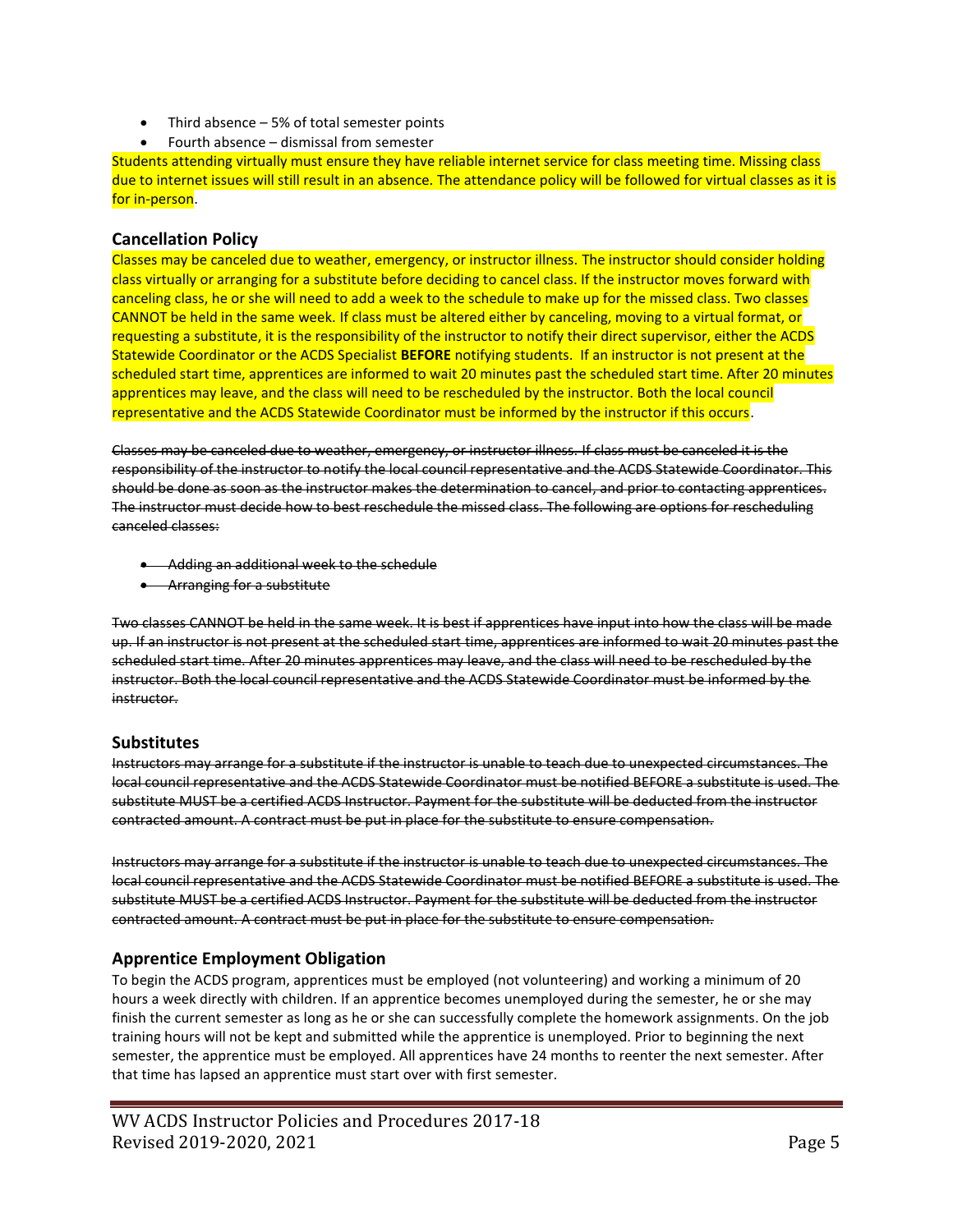- Third absence – 5% of total semester points
- Fourth absence – dismissal from semester

Students attending virtually must ensure they have reliable internet service for class meeting time. Missing class due to internet issues will still result in an absence. The attendance policy will be followed for virtual classes as it is for in-person.

### Cancellation Policy

Classes may be canceled due to weather, emergency, or instructor illness. The instructor should consider holding class virtually or arranging for a substitute before deciding to cancel class. If the instructor moves forward with canceling class, he or she will need to add a week to the schedule to make up for the missed class. Two classes CANNOT be held in the same week. If class must be altered either by canceling, moving to a virtual format, or requesting a substitute, it is the responsibility of the instructor to notify their direct supervisor, either the ACDS Statewide Coordinator or the ACDS Specialist **BEFORE** notifying students. If an instructor is not present at the scheduled start time, apprentices are informed to wait 20 minutes past the scheduled start time. After 20 minutes apprentices may leave, and the class will need to be rescheduled by the instructor. Both the local council representative and the ACDS Statewide Coordinator must be informed by the instructor if this occurs.

~~Classes may be canceled due to weather, emergency, or instructor illness. If class must be canceled it is the responsibility of the instructor to notify the local council representative and the ACDS Statewide Coordinator. This should be done as soon as the instructor makes the determination to cancel, and prior to contacting apprentices. The instructor must decide how to best reschedule the missed class. The following are options for rescheduling canceled classes:~~

- ~~Adding an additional week to the schedule~~
- ~~Arranging for a substitute~~

~~Two classes CANNOT be held in the same week. It is best if apprentices have input into how the class will be made up. If an instructor is not present at the scheduled start time, apprentices are informed to wait 20 minutes past the scheduled start time. After 20 minutes apprentices may leave, and the class will need to be rescheduled by the instructor. Both the local council representative and the ACDS Statewide Coordinator must be informed by the instructor.~~

### Substitutes

~~Instructors may arrange for a substitute if the instructor is unable to teach due to unexpected circumstances. The local council representative and the ACDS Statewide Coordinator must be notified BEFORE a substitute is used. The substitute MUST be a certified ACDS Instructor. Payment for the substitute will be deducted from the instructor contracted amount. A contract must be put in place for the substitute to ensure compensation.~~

~~Instructors may arrange for a substitute if the instructor is unable to teach due to unexpected circumstances. The local council representative and the ACDS Statewide Coordinator must be notified BEFORE a substitute is used. The substitute MUST be a certified ACDS Instructor. Payment for the substitute will be deducted from the instructor contracted amount. A contract must be put in place for the substitute to ensure compensation.~~

### Apprentice Employment Obligation

To begin the ACDS program, apprentices must be employed (not volunteering) and working a minimum of 20 hours a week directly with children. If an apprentice becomes unemployed during the semester, he or she may finish the current semester as long as he or she can successfully complete the homework assignments. On the job training hours will not be kept and submitted while the apprentice is unemployed. Prior to beginning the next semester, the apprentice must be employed. All apprentices have 24 months to reenter the next semester. After that time has lapsed an apprentice must start over with first semester.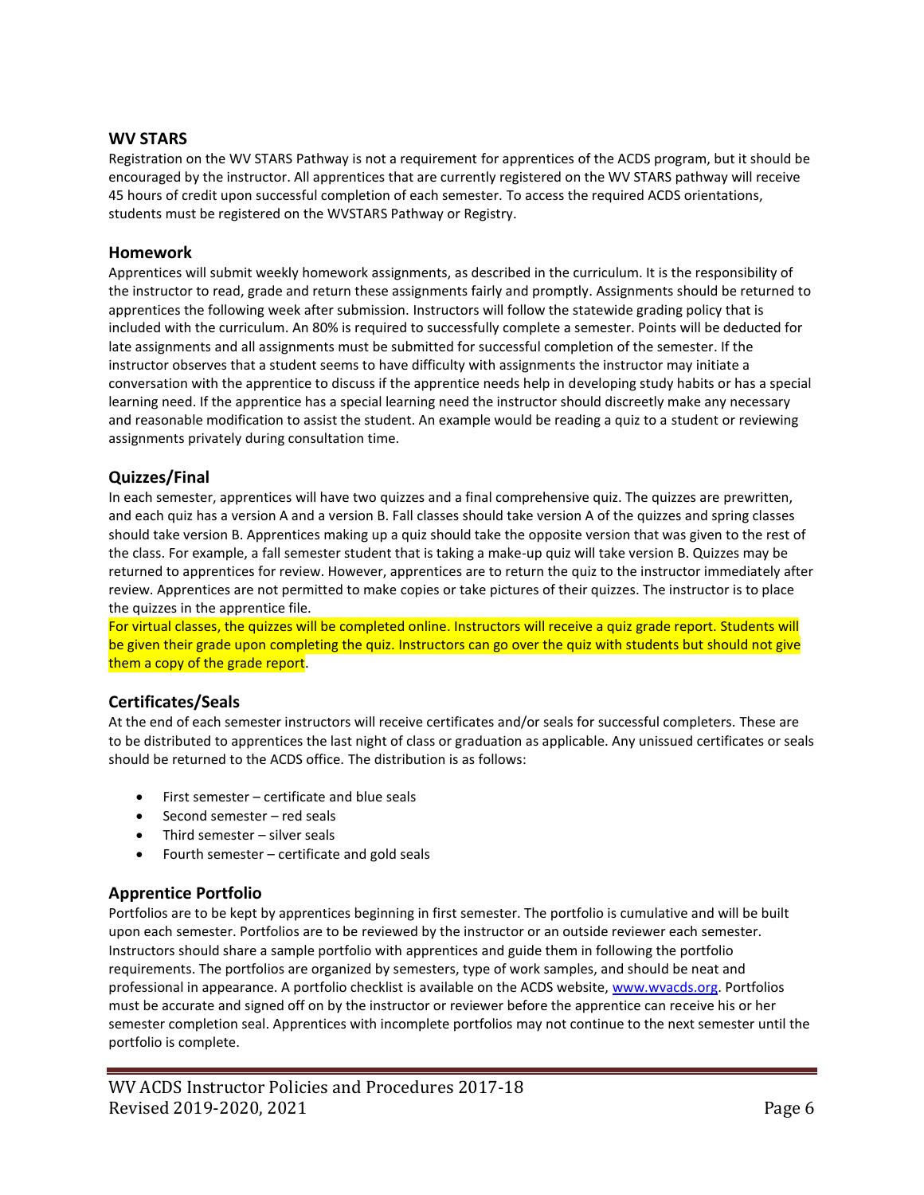## WV STARS

Registration on the WV STARS Pathway is not a requirement for apprentices of the ACDS program, but it should be encouraged by the instructor. All apprentices that are currently registered on the WV STARS pathway will receive 45 hours of credit upon successful completion of each semester. To access the required ACDS orientations, students must be registered on the WVSTARS Pathway or Registry.

## Homework

Apprentices will submit weekly homework assignments, as described in the curriculum. It is the responsibility of the instructor to read, grade and return these assignments fairly and promptly. Assignments should be returned to apprentices the following week after submission. Instructors will follow the statewide grading policy that is included with the curriculum. An 80% is required to successfully complete a semester. Points will be deducted for late assignments and all assignments must be submitted for successful completion of the semester. If the instructor observes that a student seems to have difficulty with assignments the instructor may initiate a conversation with the apprentice to discuss if the apprentice needs help in developing study habits or has a special learning need. If the apprentice has a special learning need the instructor should discreetly make any necessary and reasonable modification to assist the student. An example would be reading a quiz to a student or reviewing assignments privately during consultation time.

## Quizzes/Final

In each semester, apprentices will have two quizzes and a final comprehensive quiz. The quizzes are prewritten, and each quiz has a version A and a version B. Fall classes should take version A of the quizzes and spring classes should take version B. Apprentices making up a quiz should take the opposite version that was given to the rest of the class. For example, a fall semester student that is taking a make-up quiz will take version B. Quizzes may be returned to apprentices for review. However, apprentices are to return the quiz to the instructor immediately after review. Apprentices are not permitted to make copies or take pictures of their quizzes. The instructor is to place the quizzes in the apprentice file.

For virtual classes, the quizzes will be completed online. Instructors will receive a quiz grade report. Students will be given their grade upon completing the quiz. Instructors can go over the quiz with students but should not give them a copy of the grade report.

## Certificates/Seals

At the end of each semester instructors will receive certificates and/or seals for successful completers. These are to be distributed to apprentices the last night of class or graduation as applicable. Any unissued certificates or seals should be returned to the ACDS office. The distribution is as follows:

- First semester – certificate and blue seals
- Second semester – red seals
- Third semester – silver seals
- Fourth semester – certificate and gold seals

## Apprentice Portfolio

Portfolios are to be kept by apprentices beginning in first semester. The portfolio is cumulative and will be built upon each semester. Portfolios are to be reviewed by the instructor or an outside reviewer each semester. Instructors should share a sample portfolio with apprentices and guide them in following the portfolio requirements. The portfolios are organized by semesters, type of work samples, and should be neat and professional in appearance. A portfolio checklist is available on the ACDS website, www.wvacds.org. Portfolios must be accurate and signed off on by the instructor or reviewer before the apprentice can receive his or her semester completion seal. Apprentices with incomplete portfolios may not continue to the next semester until the portfolio is complete.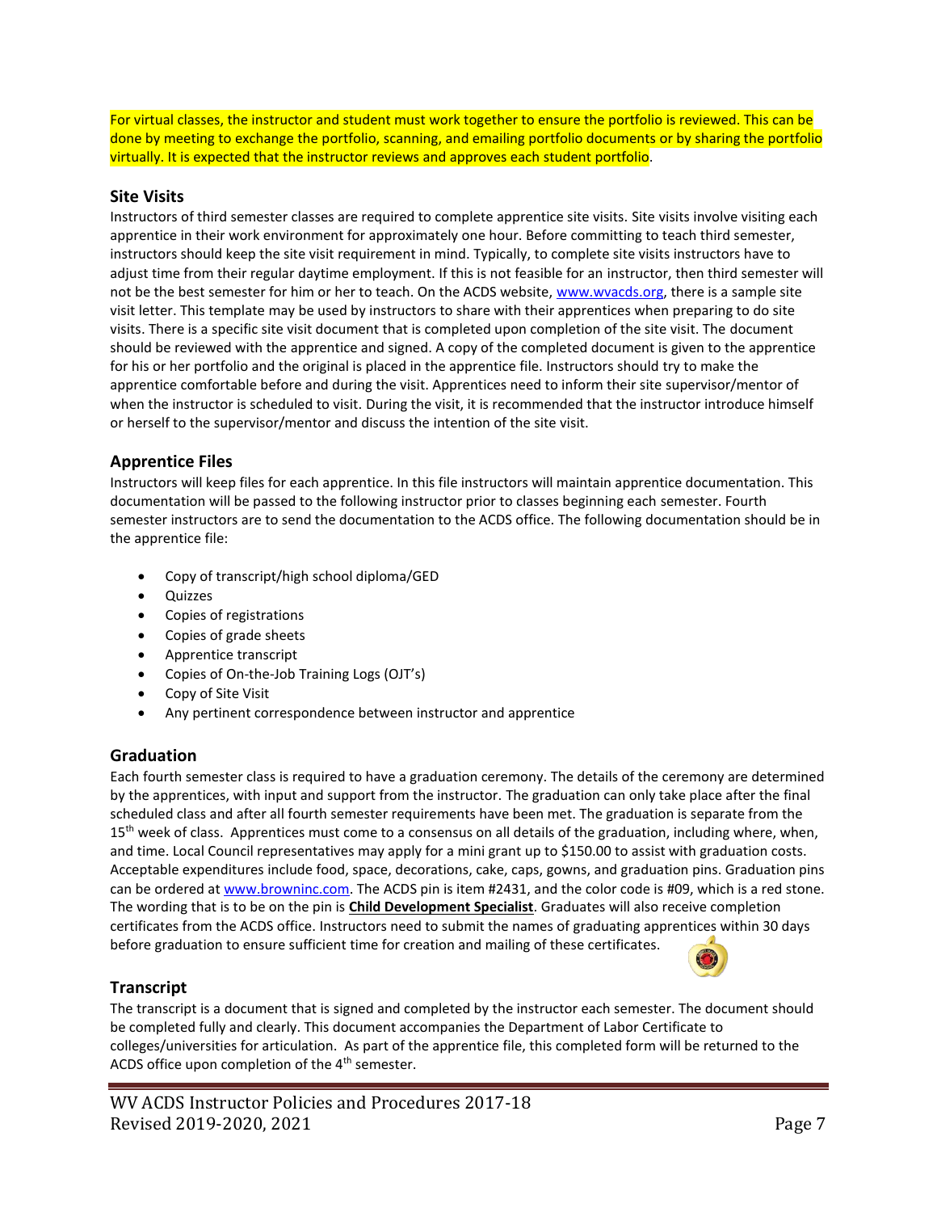For virtual classes, the instructor and student must work together to ensure the portfolio is reviewed. This can be done by meeting to exchange the portfolio, scanning, and emailing portfolio documents or by sharing the portfolio virtually. It is expected that the instructor reviews and approves each student portfolio.

### Site Visits

Instructors of third semester classes are required to complete apprentice site visits. Site visits involve visiting each apprentice in their work environment for approximately one hour. Before committing to teach third semester, instructors should keep the site visit requirement in mind. Typically, to complete site visits instructors have to adjust time from their regular daytime employment. If this is not feasible for an instructor, then third semester will not be the best semester for him or her to teach. On the ACDS website, www.wvacds.org, there is a sample site visit letter. This template may be used by instructors to share with their apprentices when preparing to do site visits. There is a specific site visit document that is completed upon completion of the site visit. The document should be reviewed with the apprentice and signed. A copy of the completed document is given to the apprentice for his or her portfolio and the original is placed in the apprentice file. Instructors should try to make the apprentice comfortable before and during the visit. Apprentices need to inform their site supervisor/mentor of when the instructor is scheduled to visit. During the visit, it is recommended that the instructor introduce himself or herself to the supervisor/mentor and discuss the intention of the site visit.

### Apprentice Files

Instructors will keep files for each apprentice. In this file instructors will maintain apprentice documentation. This documentation will be passed to the following instructor prior to classes beginning each semester. Fourth semester instructors are to send the documentation to the ACDS office. The following documentation should be in the apprentice file:

- Copy of transcript/high school diploma/GED
- Quizzes
- Copies of registrations
- Copies of grade sheets
- Apprentice transcript
- Copies of On-the-Job Training Logs (OJT's)
- Copy of Site Visit
- Any pertinent correspondence between instructor and apprentice

### Graduation

Each fourth semester class is required to have a graduation ceremony. The details of the ceremony are determined by the apprentices, with input and support from the instructor. The graduation can only take place after the final scheduled class and after all fourth semester requirements have been met. The graduation is separate from the 15th week of class. Apprentices must come to a consensus on all details of the graduation, including where, when, and time. Local Council representatives may apply for a mini grant up to $150.00 to assist with graduation costs. Acceptable expenditures include food, space, decorations, cake, caps, gowns, and graduation pins. Graduation pins can be ordered at www.browninc.com. The ACDS pin is item #2431, and the color code is #09, which is a red stone. The wording that is to be on the pin is **Child Development Specialist**. Graduates will also receive completion certificates from the ACDS office. Instructors need to submit the names of graduating apprentices within 30 days before graduation to ensure sufficient time for creation and mailing of these certificates.

### Transcript

The transcript is a document that is signed and completed by the instructor each semester. The document should be completed fully and clearly. This document accompanies the Department of Labor Certificate to colleges/universities for articulation. As part of the apprentice file, this completed form will be returned to the ACDS office upon completion of the 4th semester.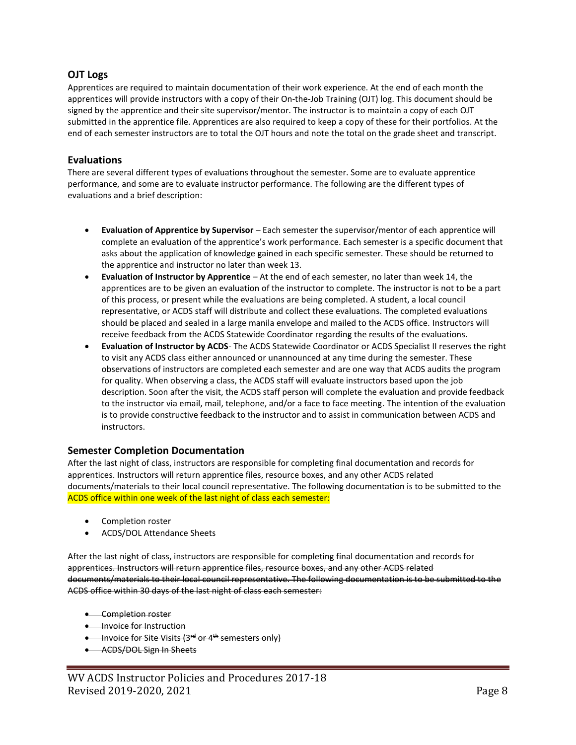## OJT Logs

Apprentices are required to maintain documentation of their work experience. At the end of each month the apprentices will provide instructors with a copy of their On-the-Job Training (OJT) log. This document should be signed by the apprentice and their site supervisor/mentor. The instructor is to maintain a copy of each OJT submitted in the apprentice file. Apprentices are also required to keep a copy of these for their portfolios. At the end of each semester instructors are to total the OJT hours and note the total on the grade sheet and transcript.

## Evaluations

There are several different types of evaluations throughout the semester. Some are to evaluate apprentice performance, and some are to evaluate instructor performance. The following are the different types of evaluations and a brief description:

- **Evaluation of Apprentice by Supervisor** – Each semester the supervisor/mentor of each apprentice will complete an evaluation of the apprentice's work performance. Each semester is a specific document that asks about the application of knowledge gained in each specific semester. These should be returned to the apprentice and instructor no later than week 13.
- **Evaluation of Instructor by Apprentice** – At the end of each semester, no later than week 14, the apprentices are to be given an evaluation of the instructor to complete. The instructor is not to be a part of this process, or present while the evaluations are being completed. A student, a local council representative, or ACDS staff will distribute and collect these evaluations. The completed evaluations should be placed and sealed in a large manila envelope and mailed to the ACDS office. Instructors will receive feedback from the ACDS Statewide Coordinator regarding the results of the evaluations.
- **Evaluation of Instructor by ACDS**- The ACDS Statewide Coordinator or ACDS Specialist II reserves the right to visit any ACDS class either announced or unannounced at any time during the semester. These observations of instructors are completed each semester and are one way that ACDS audits the program for quality. When observing a class, the ACDS staff will evaluate instructors based upon the job description. Soon after the visit, the ACDS staff person will complete the evaluation and provide feedback to the instructor via email, mail, telephone, and/or a face to face meeting. The intention of the evaluation is to provide constructive feedback to the instructor and to assist in communication between ACDS and instructors.

## Semester Completion Documentation

After the last night of class, instructors are responsible for completing final documentation and records for apprentices. Instructors will return apprentice files, resource boxes, and any other ACDS related documents/materials to their local council representative. The following documentation is to be submitted to the ACDS office within one week of the last night of class each semester:

- Completion roster
- ACDS/DOL Attendance Sheets

~~After the last night of class, instructors are responsible for completing final documentation and records for apprentices. Instructors will return apprentice files, resource boxes, and any other ACDS related documents/materials to their local council representative. The following documentation is to be submitted to the ACDS office within 30 days of the last night of class each semester:~~

- ~~Completion roster~~
- ~~Invoice for Instruction~~
- ~~Invoice for Site Visits (3rd or 4th semesters only)~~
- ~~ACDS/DOL Sign In Sheets~~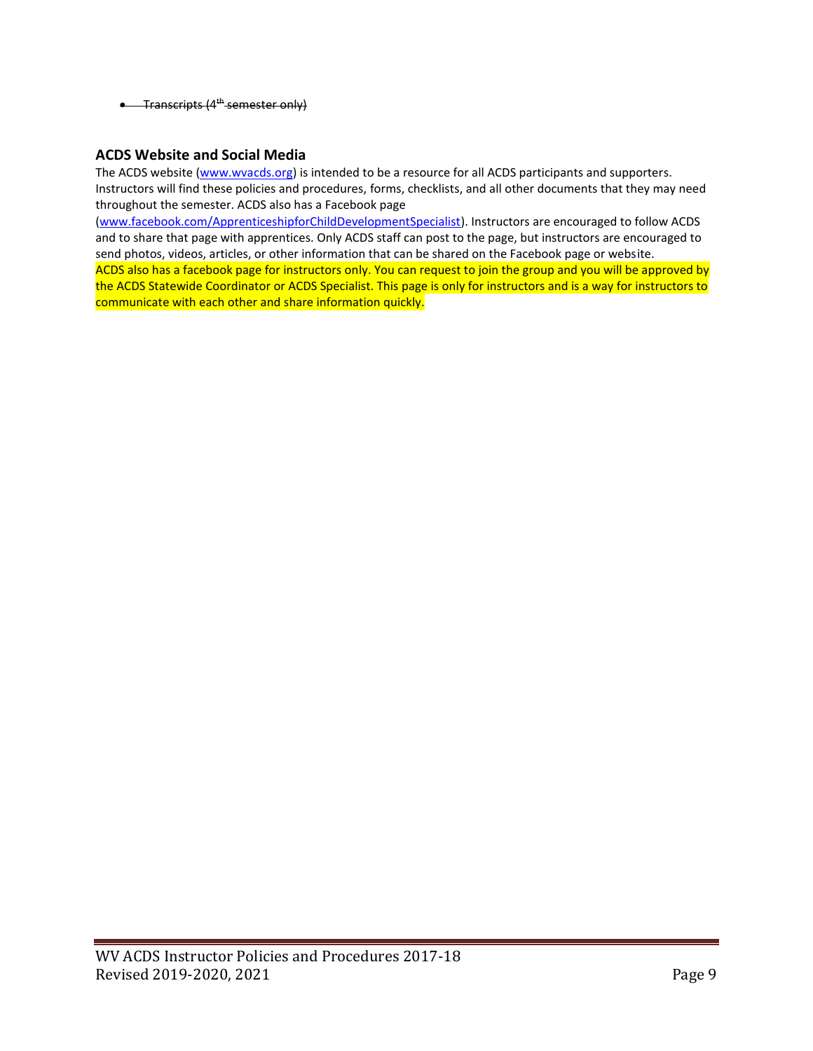- ~~Transcripts (4th semester only)~~

### ACDS Website and Social Media

The ACDS website (www.wvacds.org) is intended to be a resource for all ACDS participants and supporters. Instructors will find these policies and procedures, forms, checklists, and all other documents that they may need throughout the semester. ACDS also has a Facebook page (www.facebook.com/ApprenticeshipforChildDevelopmentSpecialist). Instructors are encouraged to follow ACDS and to share that page with apprentices. Only ACDS staff can post to the page, but instructors are encouraged to send photos, videos, articles, or other information that can be shared on the Facebook page or website.
ACDS also has a facebook page for instructors only. You can request to join the group and you will be approved by the ACDS Statewide Coordinator or ACDS Specialist. This page is only for instructors and is a way for instructors to communicate with each other and share information quickly.